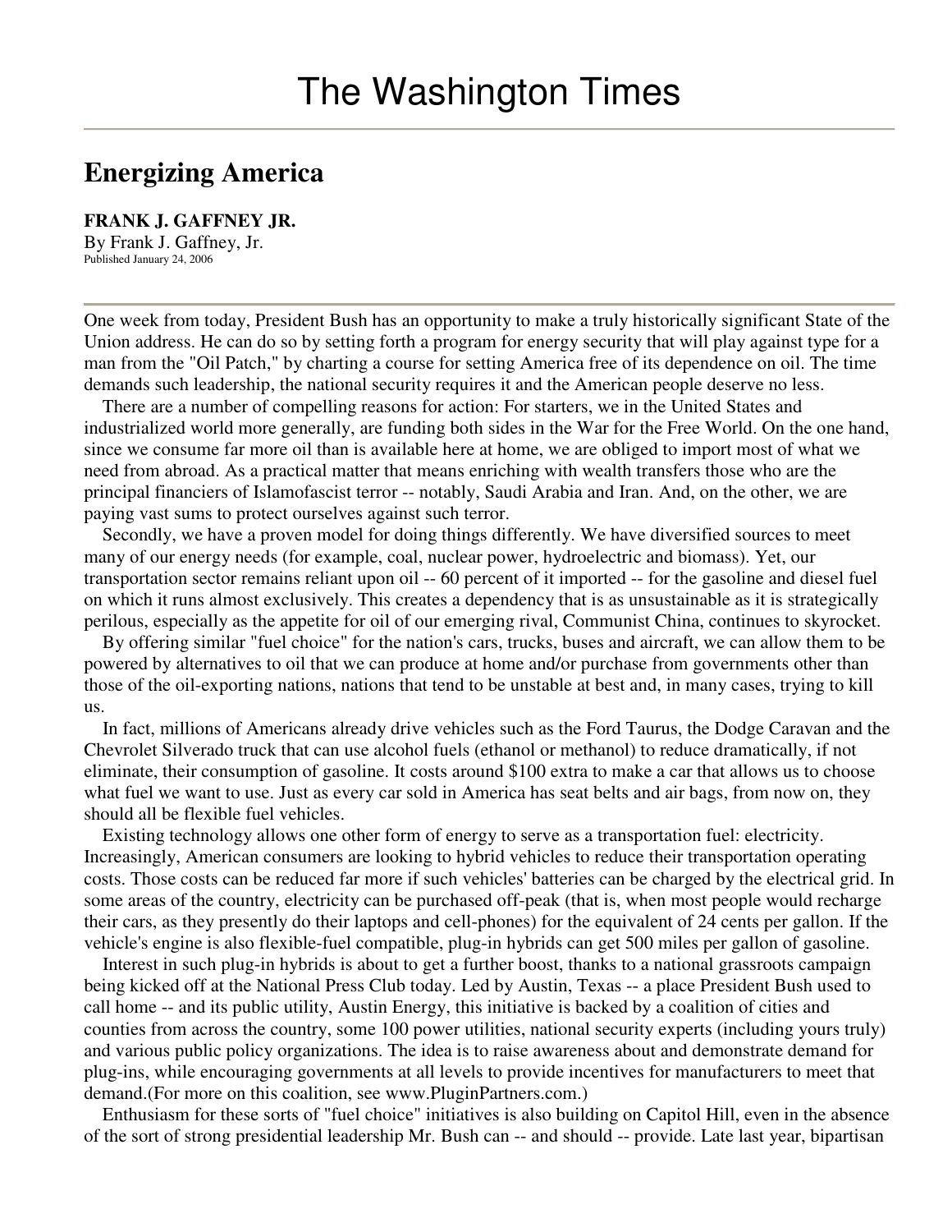# The Washington Times

## Energizing America

**FRANK J. GAFFNEY JR.**
By Frank J. Gaffney, Jr.
Published January 24, 2006

One week from today, President Bush has an opportunity to make a truly historically significant State of the Union address. He can do so by setting forth a program for energy security that will play against type for a man from the "Oil Patch," by charting a course for setting America free of its dependence on oil. The time demands such leadership, the national security requires it and the American people deserve no less.

There are a number of compelling reasons for action: For starters, we in the United States and industrialized world more generally, are funding both sides in the War for the Free World. On the one hand, since we consume far more oil than is available here at home, we are obliged to import most of what we need from abroad. As a practical matter that means enriching with wealth transfers those who are the principal financiers of Islamofascist terror -- notably, Saudi Arabia and Iran. And, on the other, we are paying vast sums to protect ourselves against such terror.

Secondly, we have a proven model for doing things differently. We have diversified sources to meet many of our energy needs (for example, coal, nuclear power, hydroelectric and biomass). Yet, our transportation sector remains reliant upon oil -- 60 percent of it imported -- for the gasoline and diesel fuel on which it runs almost exclusively. This creates a dependency that is as unsustainable as it is strategically perilous, especially as the appetite for oil of our emerging rival, Communist China, continues to skyrocket.

By offering similar "fuel choice" for the nation's cars, trucks, buses and aircraft, we can allow them to be powered by alternatives to oil that we can produce at home and/or purchase from governments other than those of the oil-exporting nations, nations that tend to be unstable at best and, in many cases, trying to kill us.

In fact, millions of Americans already drive vehicles such as the Ford Taurus, the Dodge Caravan and the Chevrolet Silverado truck that can use alcohol fuels (ethanol or methanol) to reduce dramatically, if not eliminate, their consumption of gasoline. It costs around $100 extra to make a car that allows us to choose what fuel we want to use. Just as every car sold in America has seat belts and air bags, from now on, they should all be flexible fuel vehicles.

Existing technology allows one other form of energy to serve as a transportation fuel: electricity. Increasingly, American consumers are looking to hybrid vehicles to reduce their transportation operating costs. Those costs can be reduced far more if such vehicles' batteries can be charged by the electrical grid. In some areas of the country, electricity can be purchased off-peak (that is, when most people would recharge their cars, as they presently do their laptops and cell-phones) for the equivalent of 24 cents per gallon. If the vehicle's engine is also flexible-fuel compatible, plug-in hybrids can get 500 miles per gallon of gasoline.

Interest in such plug-in hybrids is about to get a further boost, thanks to a national grassroots campaign being kicked off at the National Press Club today. Led by Austin, Texas -- a place President Bush used to call home -- and its public utility, Austin Energy, this initiative is backed by a coalition of cities and counties from across the country, some 100 power utilities, national security experts (including yours truly) and various public policy organizations. The idea is to raise awareness about and demonstrate demand for plug-ins, while encouraging governments at all levels to provide incentives for manufacturers to meet that demand.(For more on this coalition, see www.PluginPartners.com.)

Enthusiasm for these sorts of "fuel choice" initiatives is also building on Capitol Hill, even in the absence of the sort of strong presidential leadership Mr. Bush can -- and should -- provide. Late last year, bipartisan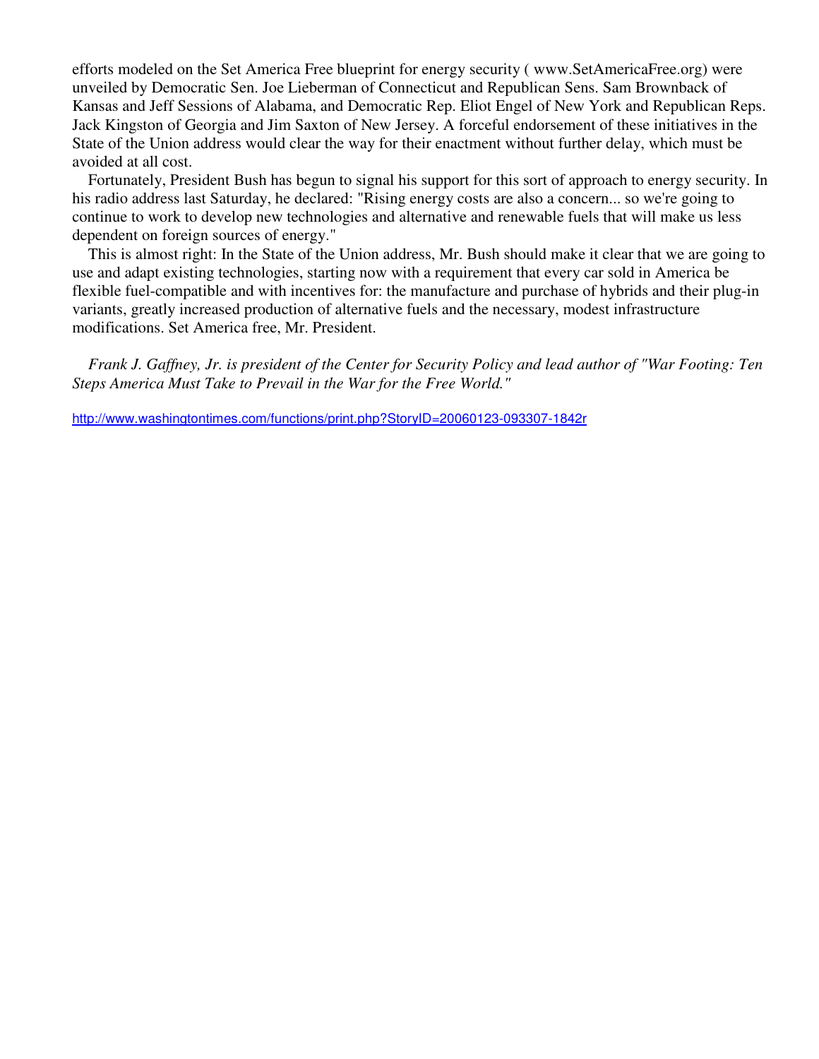efforts modeled on the Set America Free blueprint for energy security ( www.SetAmericaFree.org) were unveiled by Democratic Sen. Joe Lieberman of Connecticut and Republican Sens. Sam Brownback of Kansas and Jeff Sessions of Alabama, and Democratic Rep. Eliot Engel of New York and Republican Reps. Jack Kingston of Georgia and Jim Saxton of New Jersey. A forceful endorsement of these initiatives in the State of the Union address would clear the way for their enactment without further delay, which must be avoided at all cost.

Fortunately, President Bush has begun to signal his support for this sort of approach to energy security. In his radio address last Saturday, he declared: "Rising energy costs are also a concern... so we're going to continue to work to develop new technologies and alternative and renewable fuels that will make us less dependent on foreign sources of energy."

This is almost right: In the State of the Union address, Mr. Bush should make it clear that we are going to use and adapt existing technologies, starting now with a requirement that every car sold in America be flexible fuel-compatible and with incentives for: the manufacture and purchase of hybrids and their plug-in variants, greatly increased production of alternative fuels and the necessary, modest infrastructure modifications. Set America free, Mr. President.

*Frank J. Gaffney, Jr. is president of the Center for Security Policy and lead author of "War Footing: Ten Steps America Must Take to Prevail in the War for the Free World."*

http://www.washingtontimes.com/functions/print.php?StoryID=20060123-093307-1842r